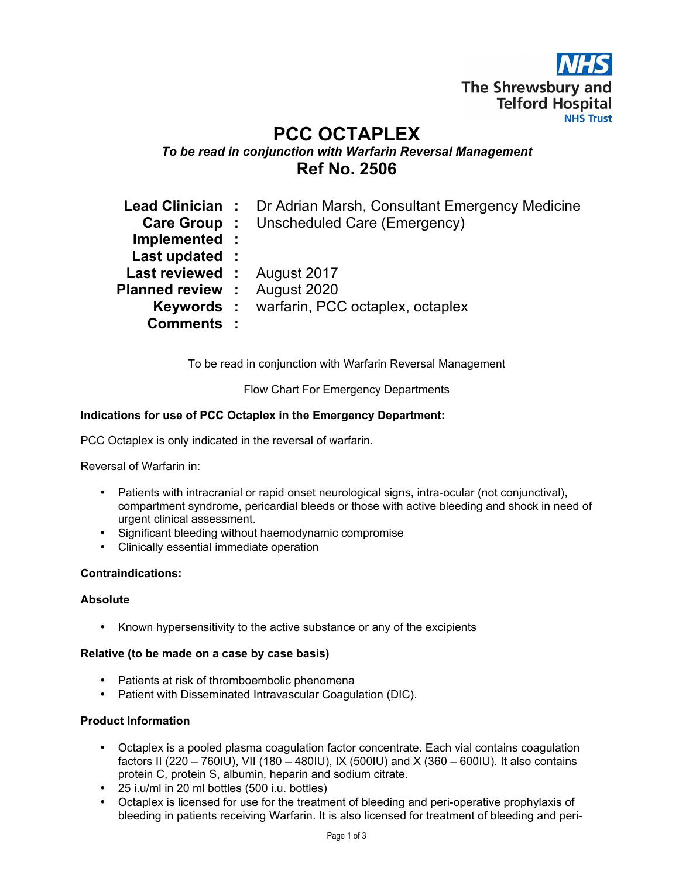The Shrewsbury and Telford Hospital NHS Trust

# PCC OCTAPLEX

***To be read in conjunction with Warfarin Reversal Management***

## Ref No. 2506

| | | |
|---|---|---|
| **Lead Clinician** | **:** | Dr Adrian Marsh, Consultant Emergency Medicine |
| **Care Group** | **:** | Unscheduled Care (Emergency) |
| **Implemented** | **:** | |
| **Last updated** | **:** | |
| **Last reviewed** | **:** | August 2017 |
| **Planned review** | **:** | August 2020 |
| **Keywords** | **:** | warfarin, PCC octaplex, octaplex |
| **Comments** | **:** | |

To be read in conjunction with Warfarin Reversal Management

Flow Chart For Emergency Departments

**Indications for use of PCC Octaplex in the Emergency Department:**

PCC Octaplex is only indicated in the reversal of warfarin.

Reversal of Warfarin in:

- Patients with intracranial or rapid onset neurological signs, intra-ocular (not conjunctival), compartment syndrome, pericardial bleeds or those with active bleeding and shock in need of urgent clinical assessment.
- Significant bleeding without haemodynamic compromise
- Clinically essential immediate operation

**Contraindications:**

**Absolute**

- Known hypersensitivity to the active substance or any of the excipients

**Relative (to be made on a case by case basis)**

- Patients at risk of thromboembolic phenomena
- Patient with Disseminated Intravascular Coagulation (DIC).

**Product Information**

- Octaplex is a pooled plasma coagulation factor concentrate. Each vial contains coagulation factors II (220 – 760IU), VII (180 – 480IU), IX (500IU) and X (360 – 600IU). It also contains protein C, protein S, albumin, heparin and sodium citrate.
- 25 i.u/ml in 20 ml bottles (500 i.u. bottles)
- Octaplex is licensed for use for the treatment of bleeding and peri-operative prophylaxis of bleeding in patients receiving Warfarin. It is also licensed for treatment of bleeding and peri-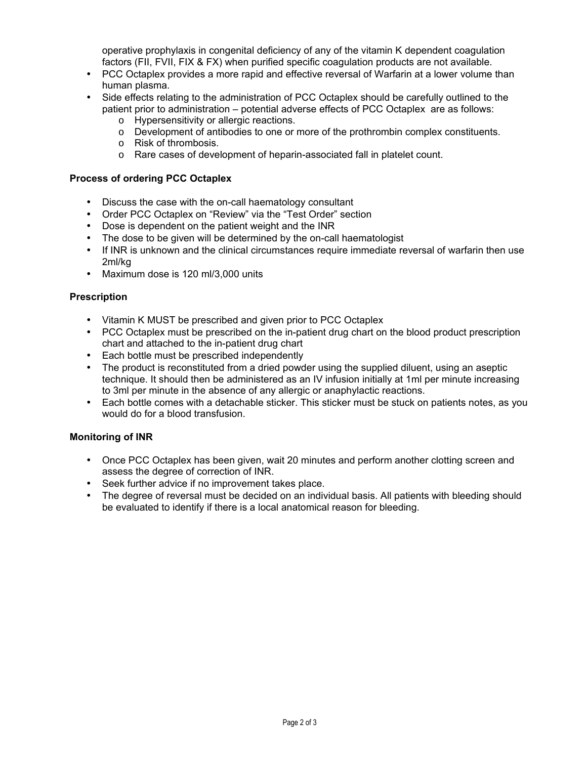operative prophylaxis in congenital deficiency of any of the vitamin K dependent coagulation factors (FII, FVII, FIX & FX) when purified specific coagulation products are not available.

- PCC Octaplex provides a more rapid and effective reversal of Warfarin at a lower volume than human plasma.
- Side effects relating to the administration of PCC Octaplex should be carefully outlined to the patient prior to administration – potential adverse effects of PCC Octaplex are as follows:
  - Hypersensitivity or allergic reactions.
  - Development of antibodies to one or more of the prothrombin complex constituents.
  - Risk of thrombosis.
  - Rare cases of development of heparin-associated fall in platelet count.

**Process of ordering PCC Octaplex**

- Discuss the case with the on-call haematology consultant
- Order PCC Octaplex on "Review" via the "Test Order" section
- Dose is dependent on the patient weight and the INR
- The dose to be given will be determined by the on-call haematologist
- If INR is unknown and the clinical circumstances require immediate reversal of warfarin then use 2ml/kg
- Maximum dose is 120 ml/3,000 units

**Prescription**

- Vitamin K MUST be prescribed and given prior to PCC Octaplex
- PCC Octaplex must be prescribed on the in-patient drug chart on the blood product prescription chart and attached to the in-patient drug chart
- Each bottle must be prescribed independently
- The product is reconstituted from a dried powder using the supplied diluent, using an aseptic technique. It should then be administered as an IV infusion initially at 1ml per minute increasing to 3ml per minute in the absence of any allergic or anaphylactic reactions.
- Each bottle comes with a detachable sticker. This sticker must be stuck on patients notes, as you would do for a blood transfusion.

**Monitoring of INR**

- Once PCC Octaplex has been given, wait 20 minutes and perform another clotting screen and assess the degree of correction of INR.
- Seek further advice if no improvement takes place.
- The degree of reversal must be decided on an individual basis. All patients with bleeding should be evaluated to identify if there is a local anatomical reason for bleeding.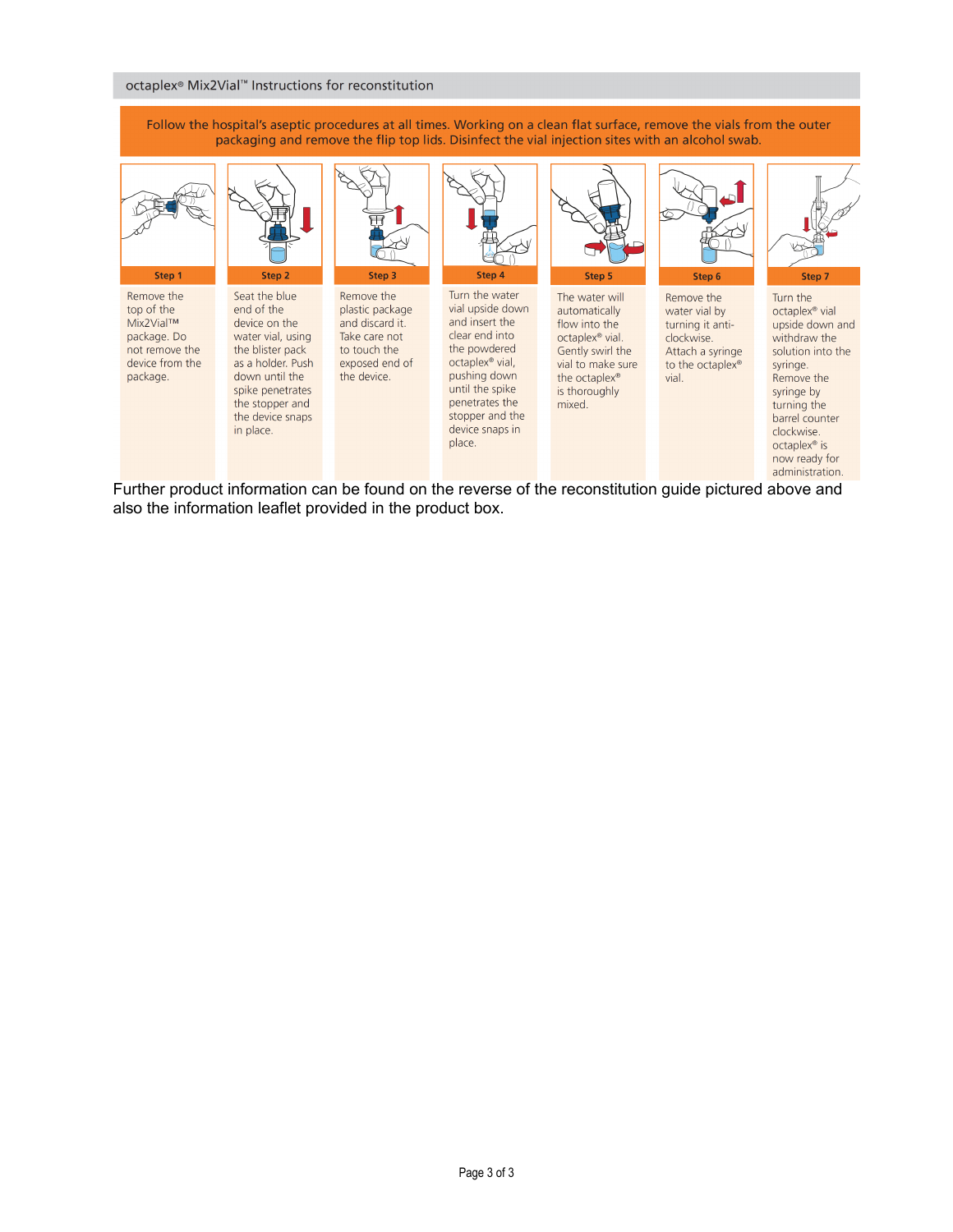## octaplex® Mix2Vial™ Instructions for reconstitution

Follow the hospital's aseptic procedures at all times. Working on a clean flat surface, remove the vials from the outer packaging and remove the flip top lids. Disinfect the vial injection sites with an alcohol swab.

**Step 1**

Remove the top of the Mix2Vial™ package. Do not remove the device from the package.

**Step 2**

Seat the blue end of the device on the water vial, using the blister pack as a holder. Push down until the spike penetrates the stopper and the device snaps in place.

**Step 3**

Remove the plastic package and discard it. Take care not to touch the exposed end of the device.

**Step 4**

Turn the water vial upside down and insert the clear end into the powdered octaplex® vial, pushing down until the spike penetrates the stopper and the device snaps in place.

**Step 5**

The water will automatically flow into the octaplex® vial. Gently swirl the vial to make sure the octaplex® is thoroughly mixed.

**Step 6**

Remove the water vial by turning it anti-clockwise. Attach a syringe to the octaplex® vial.

**Step 7**

Turn the octaplex® vial upside down and withdraw the solution into the syringe. Remove the syringe by turning the barrel counter clockwise. octaplex® is now ready for administration.

Further product information can be found on the reverse of the reconstitution guide pictured above and also the information leaflet provided in the product box.